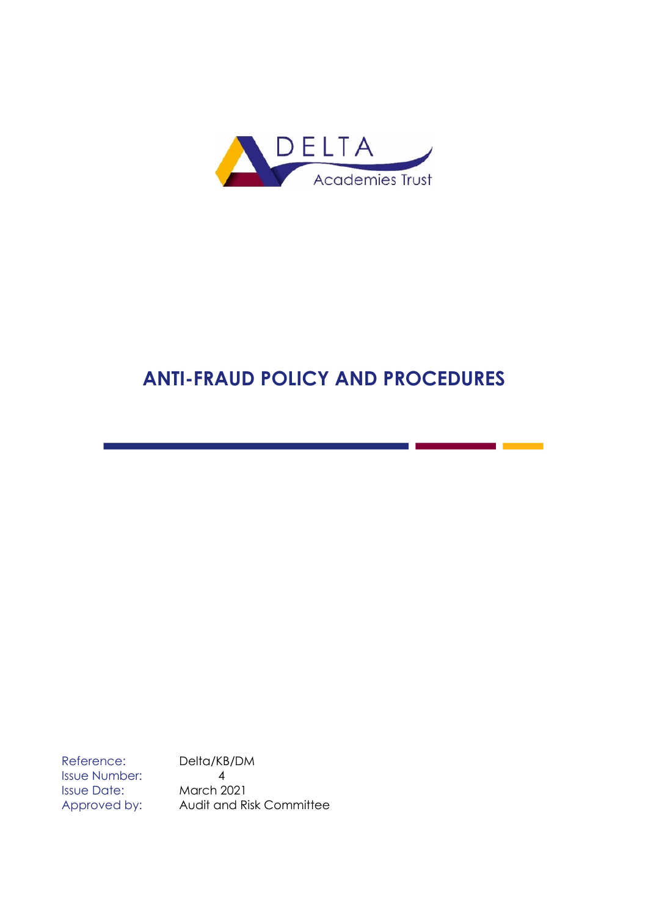DELTA

Academies Trust

# ANTI-FRAUD POLICY AND PROCEDURES

| | |
|---|---|
| Reference: | Delta/KB/DM |
| Issue Number: | 4 |
| Issue Date: | March 2021 |
| Approved by: | Audit and Risk Committee |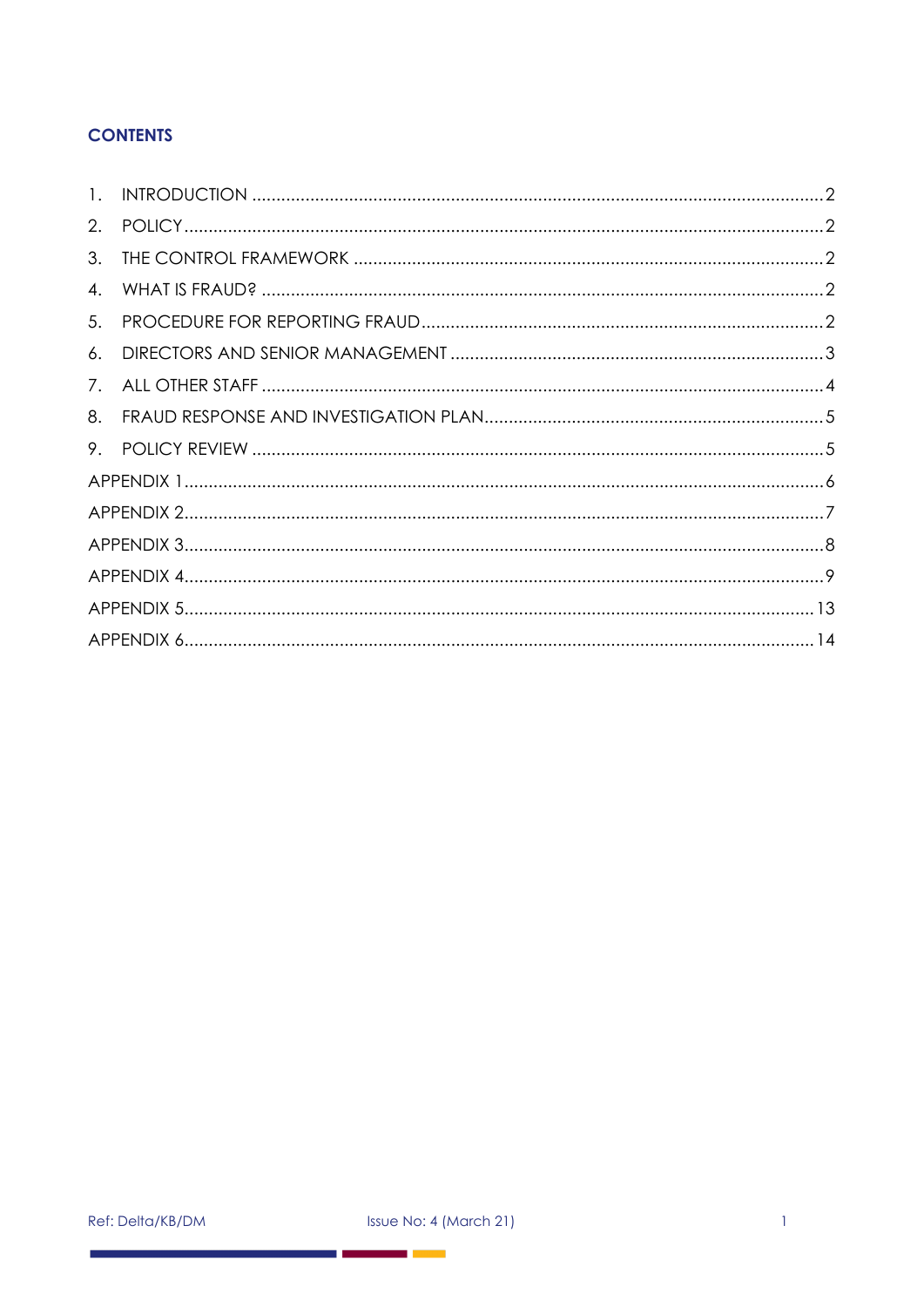## CONTENTS

1. INTRODUCTION .......... 2
2. POLICY .......... 2
3. THE CONTROL FRAMEWORK .......... 2
4. WHAT IS FRAUD? .......... 2
5. PROCEDURE FOR REPORTING FRAUD .......... 2
6. DIRECTORS AND SENIOR MANAGEMENT .......... 3
7. ALL OTHER STAFF .......... 4
8. FRAUD RESPONSE AND INVESTIGATION PLAN .......... 5
9. POLICY REVIEW .......... 5

APPENDIX 1 .......... 6

APPENDIX 2 .......... 7

APPENDIX 3 .......... 8

APPENDIX 4 .......... 9

APPENDIX 5 .......... 13

APPENDIX 6 .......... 14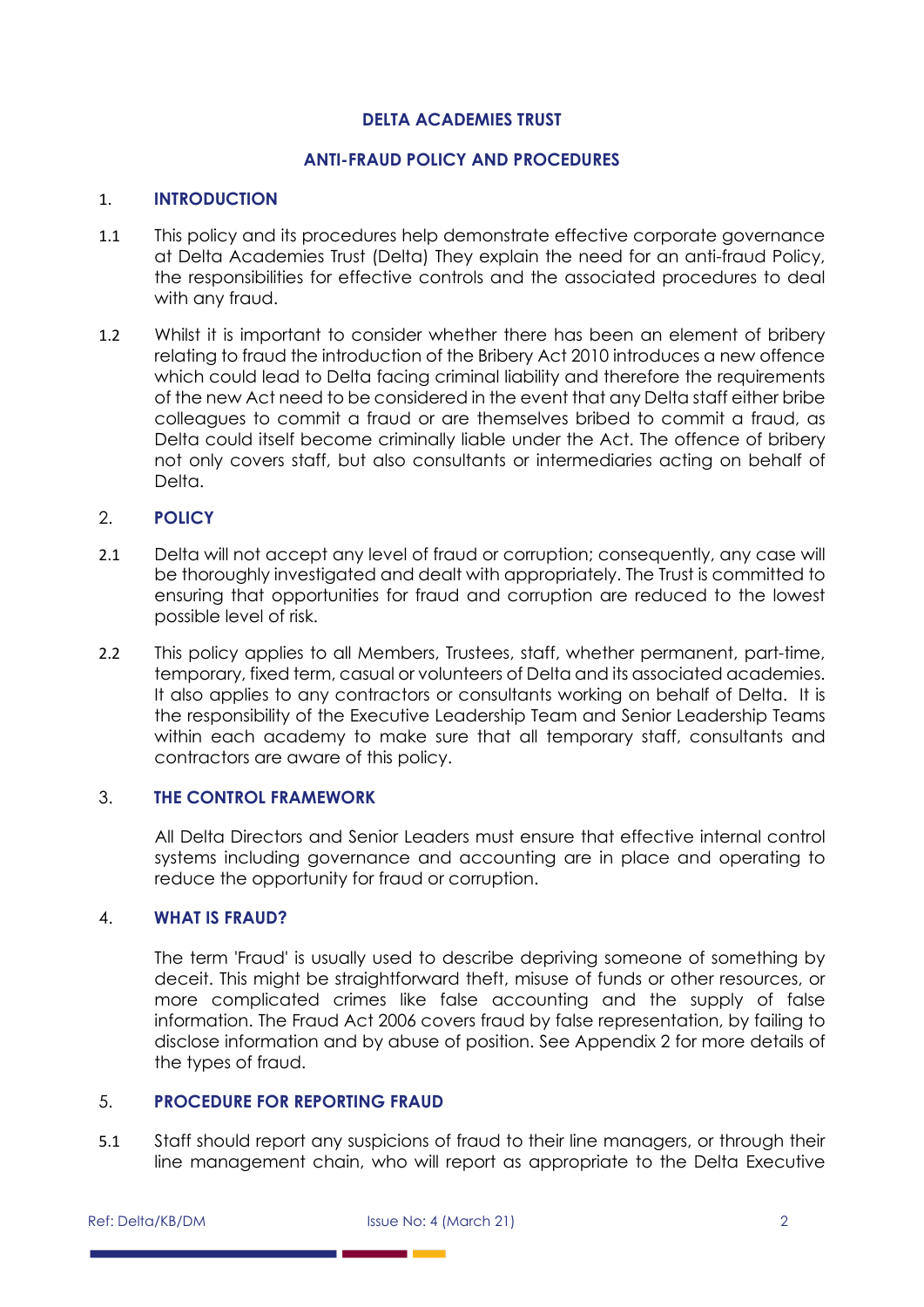**DELTA ACADEMIES TRUST**

**ANTI-FRAUD POLICY AND PROCEDURES**

## 1. INTRODUCTION

1.1 This policy and its procedures help demonstrate effective corporate governance at Delta Academies Trust (Delta) They explain the need for an anti-fraud Policy, the responsibilities for effective controls and the associated procedures to deal with any fraud.

1.2 Whilst it is important to consider whether there has been an element of bribery relating to fraud the introduction of the Bribery Act 2010 introduces a new offence which could lead to Delta facing criminal liability and therefore the requirements of the new Act need to be considered in the event that any Delta staff either bribe colleagues to commit a fraud or are themselves bribed to commit a fraud, as Delta could itself become criminally liable under the Act. The offence of bribery not only covers staff, but also consultants or intermediaries acting on behalf of Delta.

## 2. POLICY

2.1 Delta will not accept any level of fraud or corruption; consequently, any case will be thoroughly investigated and dealt with appropriately. The Trust is committed to ensuring that opportunities for fraud and corruption are reduced to the lowest possible level of risk.

2.2 This policy applies to all Members, Trustees, staff, whether permanent, part-time, temporary, fixed term, casual or volunteers of Delta and its associated academies. It also applies to any contractors or consultants working on behalf of Delta. It is the responsibility of the Executive Leadership Team and Senior Leadership Teams within each academy to make sure that all temporary staff, consultants and contractors are aware of this policy.

## 3. THE CONTROL FRAMEWORK

All Delta Directors and Senior Leaders must ensure that effective internal control systems including governance and accounting are in place and operating to reduce the opportunity for fraud or corruption.

## 4. WHAT IS FRAUD?

The term 'Fraud' is usually used to describe depriving someone of something by deceit. This might be straightforward theft, misuse of funds or other resources, or more complicated crimes like false accounting and the supply of false information. The Fraud Act 2006 covers fraud by false representation, by failing to disclose information and by abuse of position. See Appendix 2 for more details of the types of fraud.

## 5. PROCEDURE FOR REPORTING FRAUD

5.1 Staff should report any suspicions of fraud to their line managers, or through their line management chain, who will report as appropriate to the Delta Executive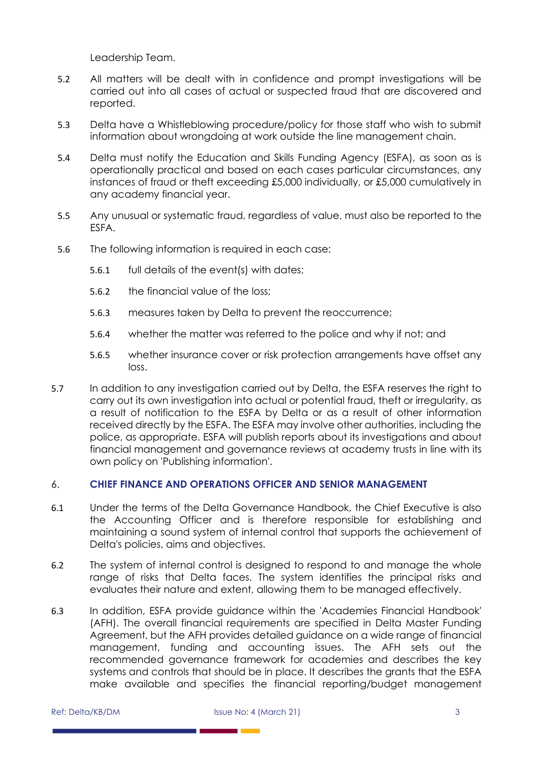Leadership Team.

5.2 All matters will be dealt with in confidence and prompt investigations will be carried out into all cases of actual or suspected fraud that are discovered and reported.

5.3 Delta have a Whistleblowing procedure/policy for those staff who wish to submit information about wrongdoing at work outside the line management chain.

5.4 Delta must notify the Education and Skills Funding Agency (ESFA), as soon as is operationally practical and based on each cases particular circumstances, any instances of fraud or theft exceeding £5,000 individually, or £5,000 cumulatively in any academy financial year.

5.5 Any unusual or systematic fraud, regardless of value, must also be reported to the ESFA.

5.6 The following information is required in each case:

5.6.1 full details of the event(s) with dates;

5.6.2 the financial value of the loss;

5.6.3 measures taken by Delta to prevent the reoccurrence;

5.6.4 whether the matter was referred to the police and why if not; and

5.6.5 whether insurance cover or risk protection arrangements have offset any loss.

5.7 In addition to any investigation carried out by Delta, the ESFA reserves the right to carry out its own investigation into actual or potential fraud, theft or irregularity, as a result of notification to the ESFA by Delta or as a result of other information received directly by the ESFA. The ESFA may involve other authorities, including the police, as appropriate. ESFA will publish reports about its investigations and about financial management and governance reviews at academy trusts in line with its own policy on 'Publishing information'.

## 6. CHIEF FINANCE AND OPERATIONS OFFICER AND SENIOR MANAGEMENT

6.1 Under the terms of the Delta Governance Handbook, the Chief Executive is also the Accounting Officer and is therefore responsible for establishing and maintaining a sound system of internal control that supports the achievement of Delta's policies, aims and objectives.

6.2 The system of internal control is designed to respond to and manage the whole range of risks that Delta faces. The system identifies the principal risks and evaluates their nature and extent, allowing them to be managed effectively.

6.3 In addition, ESFA provide guidance within the 'Academies Financial Handbook' (AFH). The overall financial requirements are specified in Delta Master Funding Agreement, but the AFH provides detailed guidance on a wide range of financial management, funding and accounting issues. The AFH sets out the recommended governance framework for academies and describes the key systems and controls that should be in place. It describes the grants that the ESFA make available and specifies the financial reporting/budget management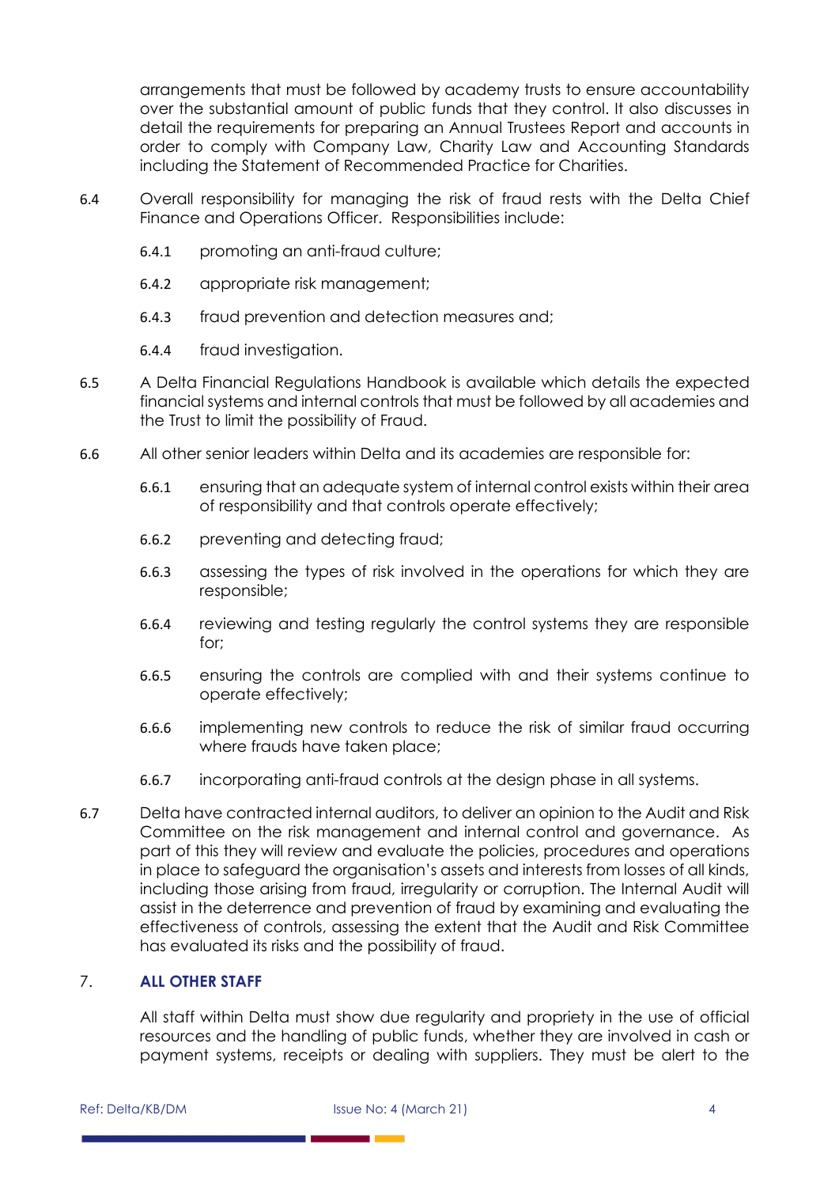arrangements that must be followed by academy trusts to ensure accountability over the substantial amount of public funds that they control. It also discusses in detail the requirements for preparing an Annual Trustees Report and accounts in order to comply with Company Law, Charity Law and Accounting Standards including the Statement of Recommended Practice for Charities.

6.4 Overall responsibility for managing the risk of fraud rests with the Delta Chief Finance and Operations Officer. Responsibilities include:

- 6.4.1 promoting an anti-fraud culture;
- 6.4.2 appropriate risk management;
- 6.4.3 fraud prevention and detection measures and;
- 6.4.4 fraud investigation.

6.5 A Delta Financial Regulations Handbook is available which details the expected financial systems and internal controls that must be followed by all academies and the Trust to limit the possibility of Fraud.

6.6 All other senior leaders within Delta and its academies are responsible for:

- 6.6.1 ensuring that an adequate system of internal control exists within their area of responsibility and that controls operate effectively;
- 6.6.2 preventing and detecting fraud;
- 6.6.3 assessing the types of risk involved in the operations for which they are responsible;
- 6.6.4 reviewing and testing regularly the control systems they are responsible for;
- 6.6.5 ensuring the controls are complied with and their systems continue to operate effectively;
- 6.6.6 implementing new controls to reduce the risk of similar fraud occurring where frauds have taken place;
- 6.6.7 incorporating anti-fraud controls at the design phase in all systems.

6.7 Delta have contracted internal auditors, to deliver an opinion to the Audit and Risk Committee on the risk management and internal control and governance. As part of this they will review and evaluate the policies, procedures and operations in place to safeguard the organisation's assets and interests from losses of all kinds, including those arising from fraud, irregularity or corruption. The Internal Audit will assist in the deterrence and prevention of fraud by examining and evaluating the effectiveness of controls, assessing the extent that the Audit and Risk Committee has evaluated its risks and the possibility of fraud.

## 7. ALL OTHER STAFF

All staff within Delta must show due regularity and propriety in the use of official resources and the handling of public funds, whether they are involved in cash or payment systems, receipts or dealing with suppliers. They must be alert to the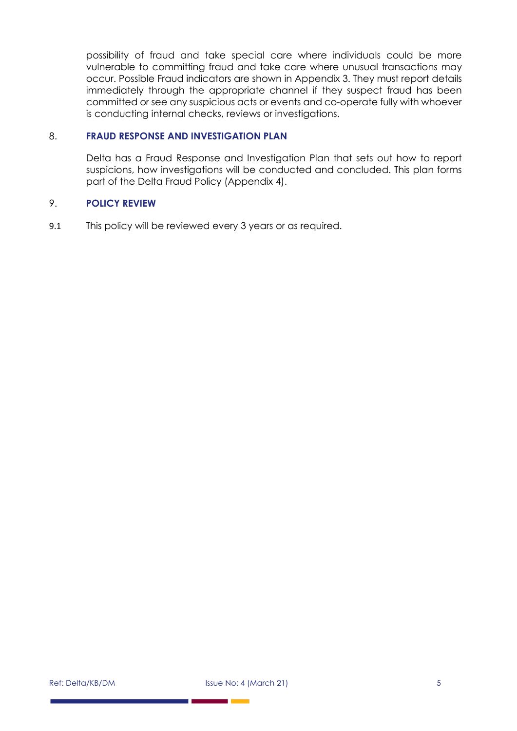possibility of fraud and take special care where individuals could be more vulnerable to committing fraud and take care where unusual transactions may occur. Possible Fraud indicators are shown in Appendix 3. They must report details immediately through the appropriate channel if they suspect fraud has been committed or see any suspicious acts or events and co-operate fully with whoever is conducting internal checks, reviews or investigations.

## 8. FRAUD RESPONSE AND INVESTIGATION PLAN

Delta has a Fraud Response and Investigation Plan that sets out how to report suspicions, how investigations will be conducted and concluded. This plan forms part of the Delta Fraud Policy (Appendix 4).

## 9. POLICY REVIEW

9.1 This policy will be reviewed every 3 years or as required.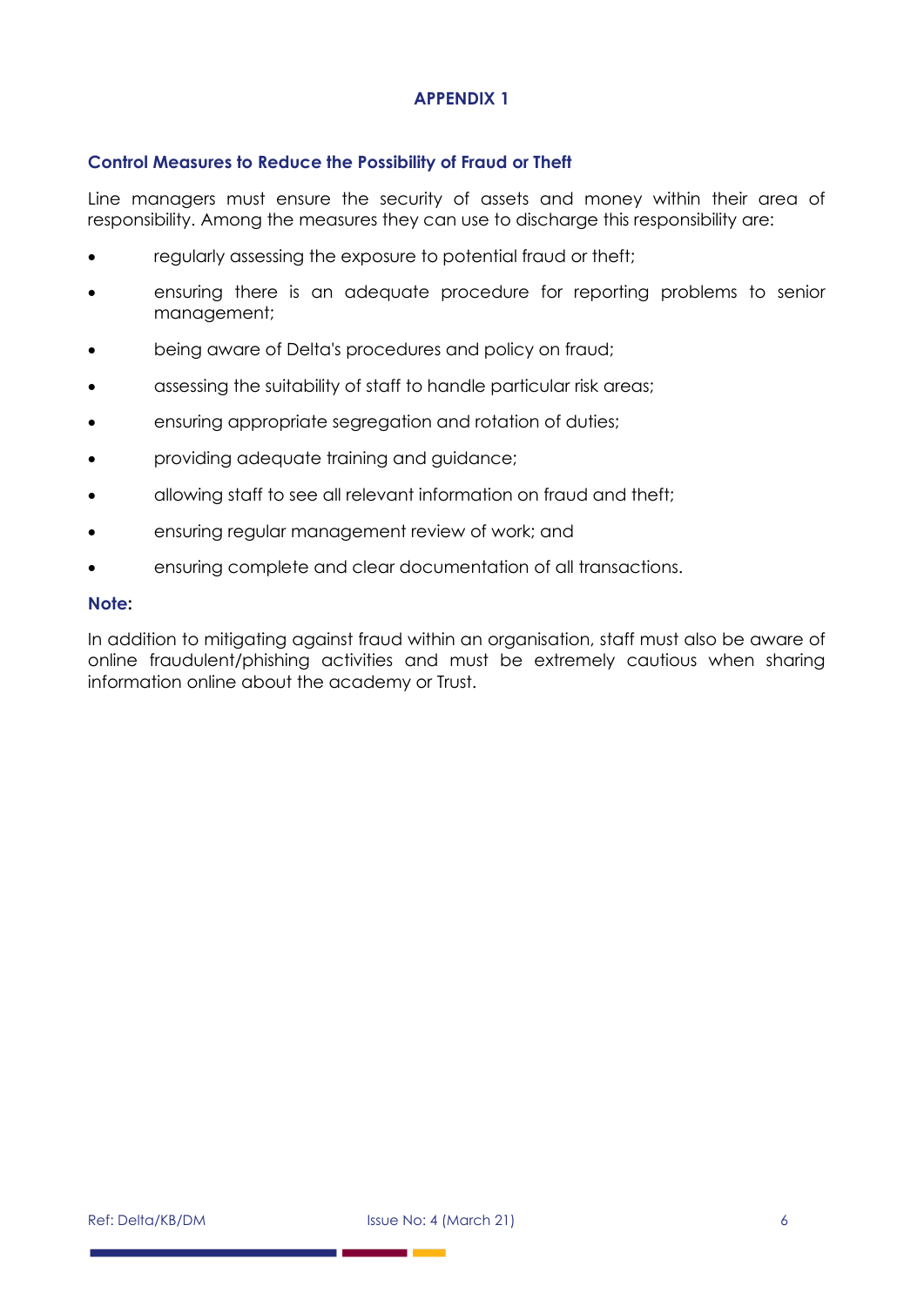# APPENDIX 1

## Control Measures to Reduce the Possibility of Fraud or Theft

Line managers must ensure the security of assets and money within their area of responsibility. Among the measures they can use to discharge this responsibility are:

- regularly assessing the exposure to potential fraud or theft;
- ensuring there is an adequate procedure for reporting problems to senior management;
- being aware of Delta's procedures and policy on fraud;
- assessing the suitability of staff to handle particular risk areas;
- ensuring appropriate segregation and rotation of duties;
- providing adequate training and guidance;
- allowing staff to see all relevant information on fraud and theft;
- ensuring regular management review of work; and
- ensuring complete and clear documentation of all transactions.

**Note:**

In addition to mitigating against fraud within an organisation, staff must also be aware of online fraudulent/phishing activities and must be extremely cautious when sharing information online about the academy or Trust.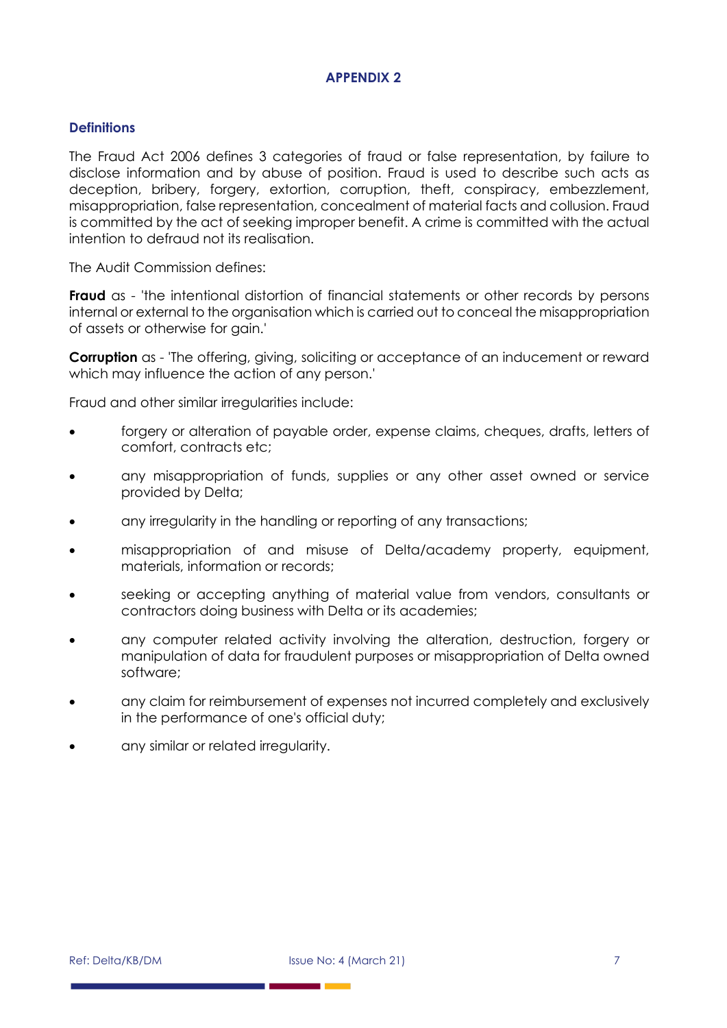## APPENDIX 2

### Definitions

The Fraud Act 2006 defines 3 categories of fraud or false representation, by failure to disclose information and by abuse of position. Fraud is used to describe such acts as deception, bribery, forgery, extortion, corruption, theft, conspiracy, embezzlement, misappropriation, false representation, concealment of material facts and collusion. Fraud is committed by the act of seeking improper benefit. A crime is committed with the actual intention to defraud not its realisation.

The Audit Commission defines:

**Fraud** as - 'the intentional distortion of financial statements or other records by persons internal or external to the organisation which is carried out to conceal the misappropriation of assets or otherwise for gain.'

**Corruption** as - 'The offering, giving, soliciting or acceptance of an inducement or reward which may influence the action of any person.'

Fraud and other similar irregularities include:

- forgery or alteration of payable order, expense claims, cheques, drafts, letters of comfort, contracts etc;
- any misappropriation of funds, supplies or any other asset owned or service provided by Delta;
- any irregularity in the handling or reporting of any transactions;
- misappropriation of and misuse of Delta/academy property, equipment, materials, information or records;
- seeking or accepting anything of material value from vendors, consultants or contractors doing business with Delta or its academies;
- any computer related activity involving the alteration, destruction, forgery or manipulation of data for fraudulent purposes or misappropriation of Delta owned software;
- any claim for reimbursement of expenses not incurred completely and exclusively in the performance of one's official duty;
- any similar or related irregularity.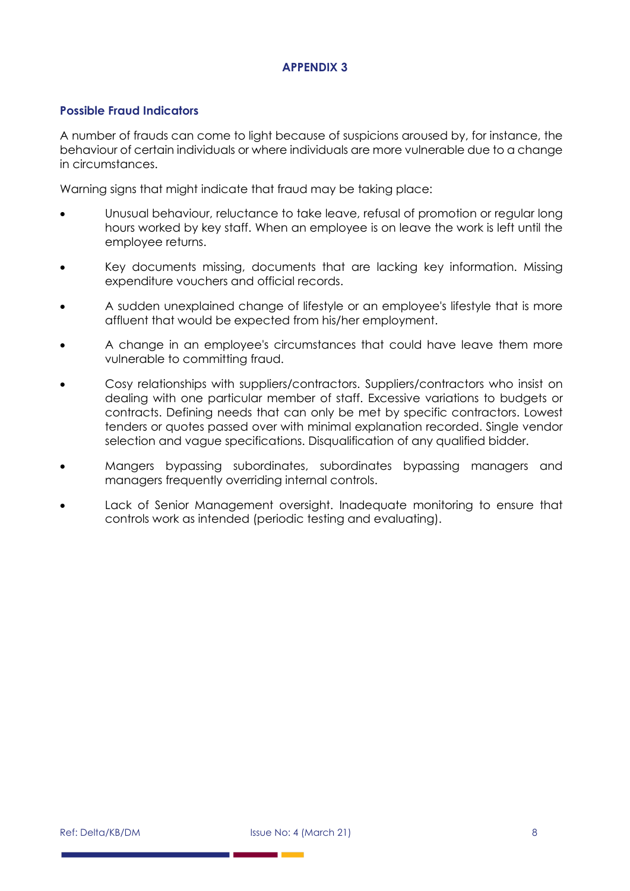## APPENDIX 3

### Possible Fraud Indicators

A number of frauds can come to light because of suspicions aroused by, for instance, the behaviour of certain individuals or where individuals are more vulnerable due to a change in circumstances.

Warning signs that might indicate that fraud may be taking place:

- Unusual behaviour, reluctance to take leave, refusal of promotion or regular long hours worked by key staff. When an employee is on leave the work is left until the employee returns.
- Key documents missing, documents that are lacking key information. Missing expenditure vouchers and official records.
- A sudden unexplained change of lifestyle or an employee's lifestyle that is more affluent that would be expected from his/her employment.
- A change in an employee's circumstances that could have leave them more vulnerable to committing fraud.
- Cosy relationships with suppliers/contractors. Suppliers/contractors who insist on dealing with one particular member of staff. Excessive variations to budgets or contracts. Defining needs that can only be met by specific contractors. Lowest tenders or quotes passed over with minimal explanation recorded. Single vendor selection and vague specifications. Disqualification of any qualified bidder.
- Mangers bypassing subordinates, subordinates bypassing managers and managers frequently overriding internal controls.
- Lack of Senior Management oversight. Inadequate monitoring to ensure that controls work as intended (periodic testing and evaluating).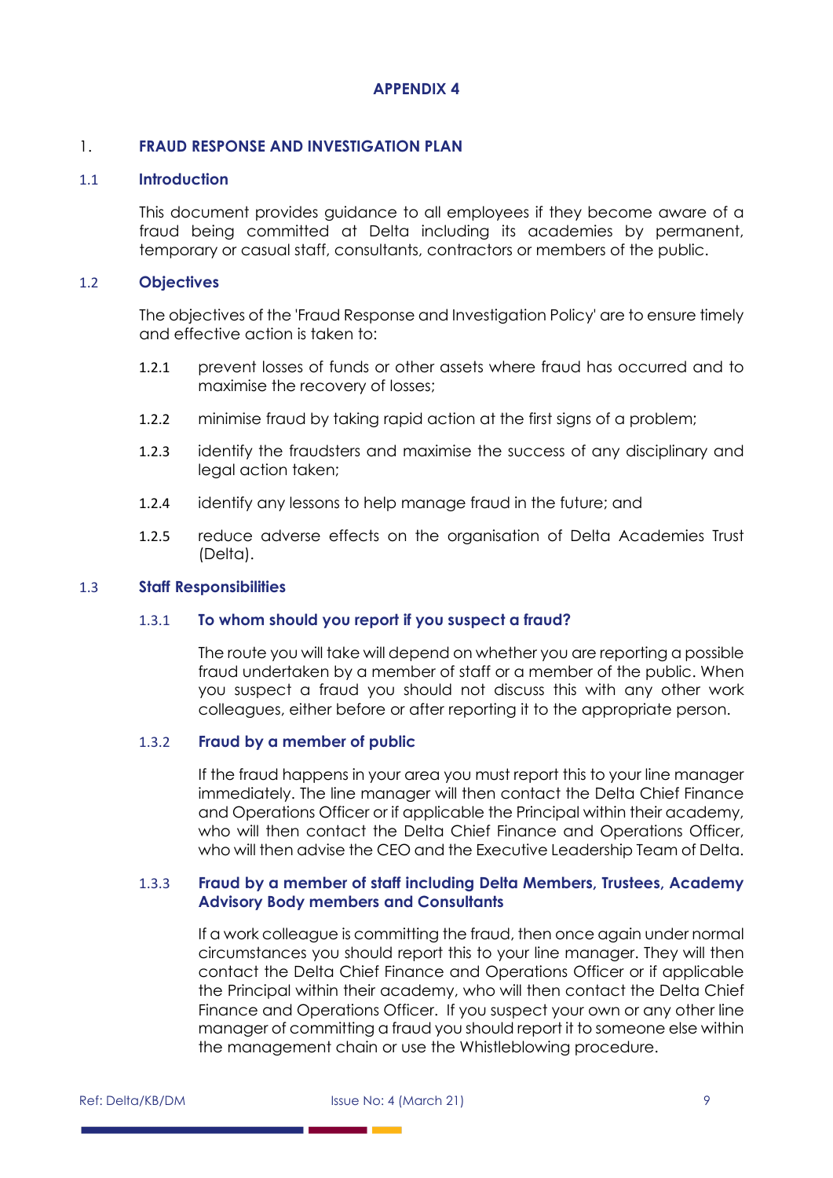## APPENDIX 4

## 1. FRAUD RESPONSE AND INVESTIGATION PLAN

### 1.1 Introduction

This document provides guidance to all employees if they become aware of a fraud being committed at Delta including its academies by permanent, temporary or casual staff, consultants, contractors or members of the public.

### 1.2 Objectives

The objectives of the 'Fraud Response and Investigation Policy' are to ensure timely and effective action is taken to:

1.2.1 prevent losses of funds or other assets where fraud has occurred and to maximise the recovery of losses;

1.2.2 minimise fraud by taking rapid action at the first signs of a problem;

1.2.3 identify the fraudsters and maximise the success of any disciplinary and legal action taken;

1.2.4 identify any lessons to help manage fraud in the future; and

1.2.5 reduce adverse effects on the organisation of Delta Academies Trust (Delta).

### 1.3 Staff Responsibilities

#### 1.3.1 To whom should you report if you suspect a fraud?

The route you will take will depend on whether you are reporting a possible fraud undertaken by a member of staff or a member of the public. When you suspect a fraud you should not discuss this with any other work colleagues, either before or after reporting it to the appropriate person.

#### 1.3.2 Fraud by a member of public

If the fraud happens in your area you must report this to your line manager immediately. The line manager will then contact the Delta Chief Finance and Operations Officer or if applicable the Principal within their academy, who will then contact the Delta Chief Finance and Operations Officer, who will then advise the CEO and the Executive Leadership Team of Delta.

#### 1.3.3 Fraud by a member of staff including Delta Members, Trustees, Academy Advisory Body members and Consultants

If a work colleague is committing the fraud, then once again under normal circumstances you should report this to your line manager. They will then contact the Delta Chief Finance and Operations Officer or if applicable the Principal within their academy, who will then contact the Delta Chief Finance and Operations Officer. If you suspect your own or any other line manager of committing a fraud you should report it to someone else within the management chain or use the Whistleblowing procedure.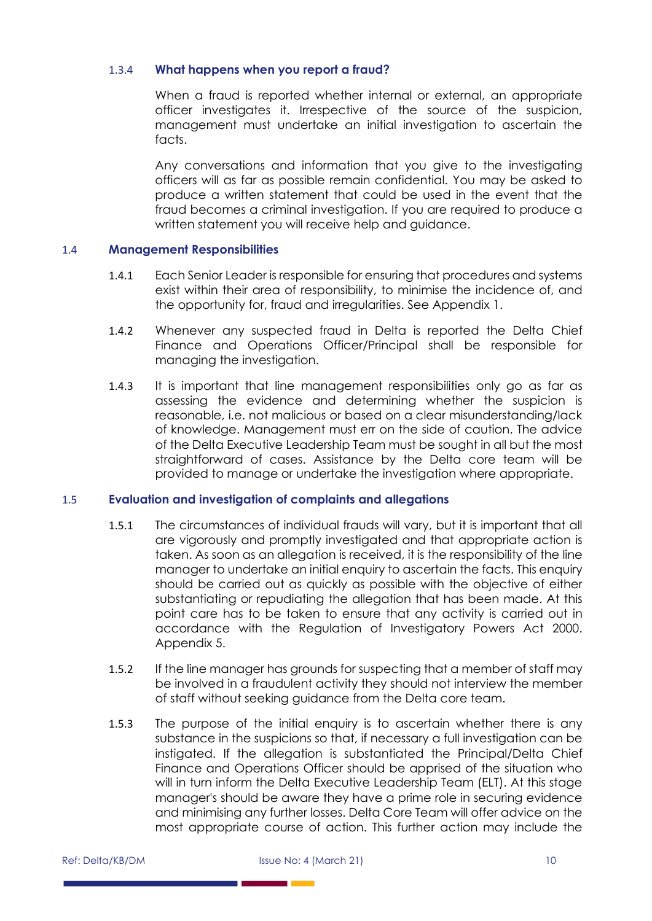#### 1.3.4 What happens when you report a fraud?

When a fraud is reported whether internal or external, an appropriate officer investigates it. Irrespective of the source of the suspicion, management must undertake an initial investigation to ascertain the facts.

Any conversations and information that you give to the investigating officers will as far as possible remain confidential. You may be asked to produce a written statement that could be used in the event that the fraud becomes a criminal investigation. If you are required to produce a written statement you will receive help and guidance.

### 1.4 Management Responsibilities

1.4.1 Each Senior Leader is responsible for ensuring that procedures and systems exist within their area of responsibility, to minimise the incidence of, and the opportunity for, fraud and irregularities. See Appendix 1.

1.4.2 Whenever any suspected fraud in Delta is reported the Delta Chief Finance and Operations Officer/Principal shall be responsible for managing the investigation.

1.4.3 It is important that line management responsibilities only go as far as assessing the evidence and determining whether the suspicion is reasonable, i.e. not malicious or based on a clear misunderstanding/lack of knowledge. Management must err on the side of caution. The advice of the Delta Executive Leadership Team must be sought in all but the most straightforward of cases. Assistance by the Delta core team will be provided to manage or undertake the investigation where appropriate.

### 1.5 Evaluation and investigation of complaints and allegations

1.5.1 The circumstances of individual frauds will vary, but it is important that all are vigorously and promptly investigated and that appropriate action is taken. As soon as an allegation is received, it is the responsibility of the line manager to undertake an initial enquiry to ascertain the facts. This enquiry should be carried out as quickly as possible with the objective of either substantiating or repudiating the allegation that has been made. At this point care has to be taken to ensure that any activity is carried out in accordance with the Regulation of Investigatory Powers Act 2000. Appendix 5.

1.5.2 If the line manager has grounds for suspecting that a member of staff may be involved in a fraudulent activity they should not interview the member of staff without seeking guidance from the Delta core team.

1.5.3 The purpose of the initial enquiry is to ascertain whether there is any substance in the suspicions so that, if necessary a full investigation can be instigated. If the allegation is substantiated the Principal/Delta Chief Finance and Operations Officer should be apprised of the situation who will in turn inform the Delta Executive Leadership Team (ELT). At this stage manager's should be aware they have a prime role in securing evidence and minimising any further losses. Delta Core Team will offer advice on the most appropriate course of action. This further action may include the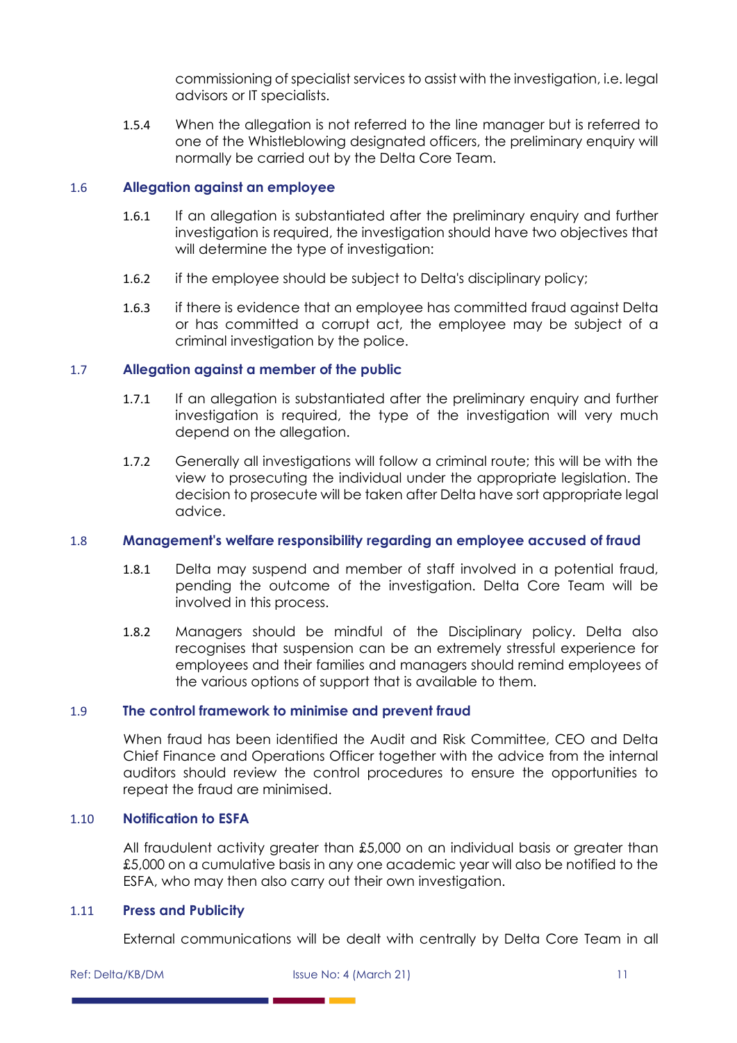commissioning of specialist services to assist with the investigation, i.e. legal advisors or IT specialists.

1.5.4 When the allegation is not referred to the line manager but is referred to one of the Whistleblowing designated officers, the preliminary enquiry will normally be carried out by the Delta Core Team.

### 1.6 Allegation against an employee

1.6.1 If an allegation is substantiated after the preliminary enquiry and further investigation is required, the investigation should have two objectives that will determine the type of investigation:

1.6.2 if the employee should be subject to Delta's disciplinary policy;

1.6.3 if there is evidence that an employee has committed fraud against Delta or has committed a corrupt act, the employee may be subject of a criminal investigation by the police.

### 1.7 Allegation against a member of the public

1.7.1 If an allegation is substantiated after the preliminary enquiry and further investigation is required, the type of the investigation will very much depend on the allegation.

1.7.2 Generally all investigations will follow a criminal route; this will be with the view to prosecuting the individual under the appropriate legislation. The decision to prosecute will be taken after Delta have sort appropriate legal advice.

### 1.8 Management's welfare responsibility regarding an employee accused of fraud

1.8.1 Delta may suspend and member of staff involved in a potential fraud, pending the outcome of the investigation. Delta Core Team will be involved in this process.

1.8.2 Managers should be mindful of the Disciplinary policy. Delta also recognises that suspension can be an extremely stressful experience for employees and their families and managers should remind employees of the various options of support that is available to them.

### 1.9 The control framework to minimise and prevent fraud

When fraud has been identified the Audit and Risk Committee, CEO and Delta Chief Finance and Operations Officer together with the advice from the internal auditors should review the control procedures to ensure the opportunities to repeat the fraud are minimised.

### 1.10 Notification to ESFA

All fraudulent activity greater than £5,000 on an individual basis or greater than £5,000 on a cumulative basis in any one academic year will also be notified to the ESFA, who may then also carry out their own investigation.

### 1.11 Press and Publicity

External communications will be dealt with centrally by Delta Core Team in all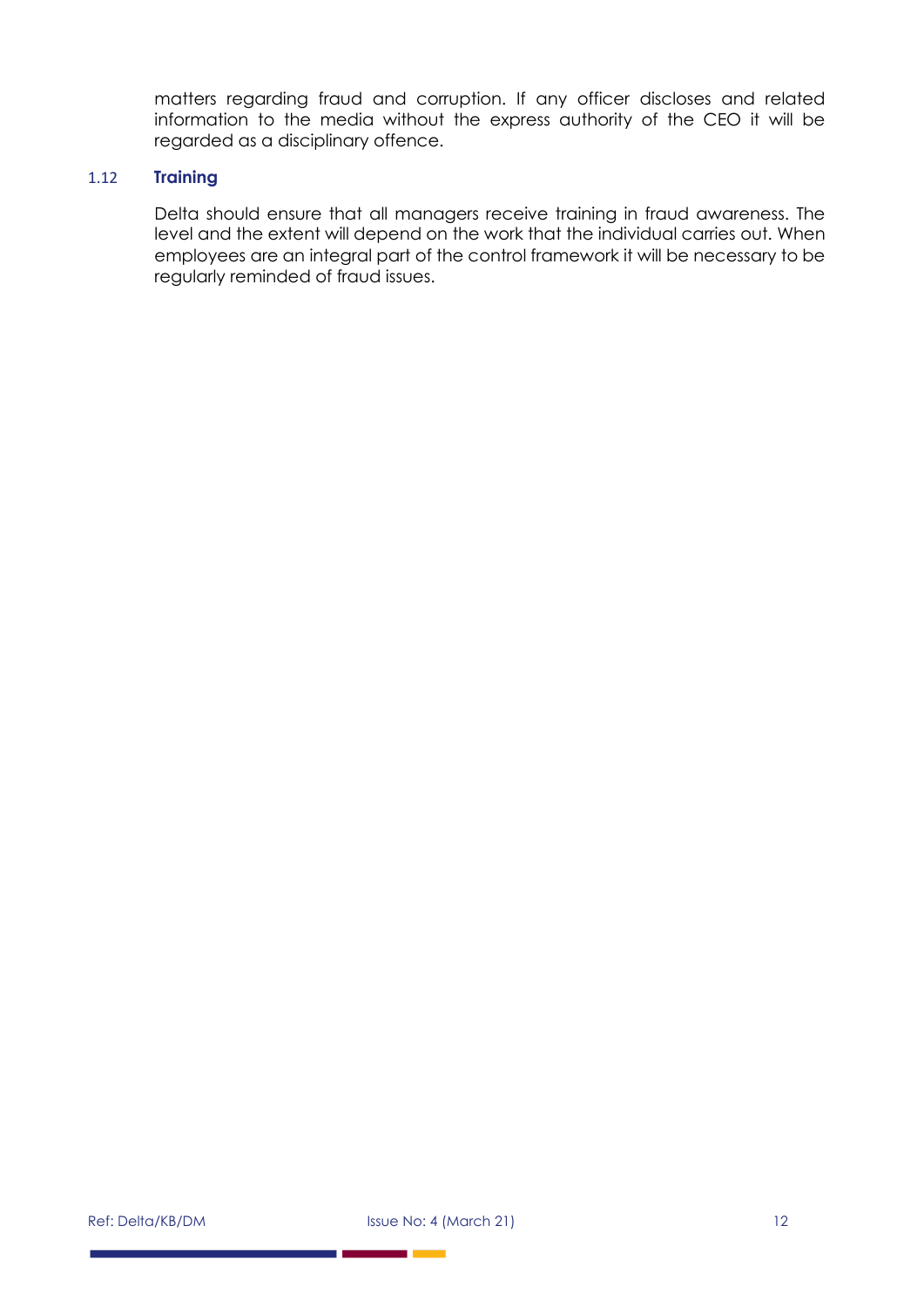matters regarding fraud and corruption. If any officer discloses and related information to the media without the express authority of the CEO it will be regarded as a disciplinary offence.

### 1.12 **Training**

Delta should ensure that all managers receive training in fraud awareness. The level and the extent will depend on the work that the individual carries out. When employees are an integral part of the control framework it will be necessary to be regularly reminded of fraud issues.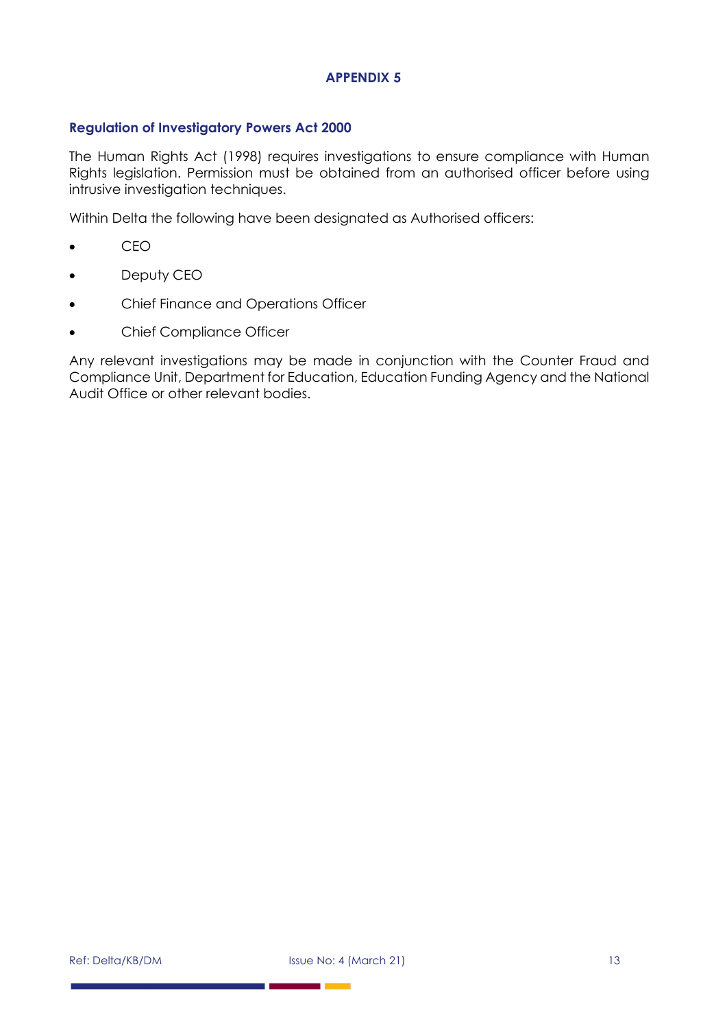# APPENDIX 5

## Regulation of Investigatory Powers Act 2000

The Human Rights Act (1998) requires investigations to ensure compliance with Human Rights legislation. Permission must be obtained from an authorised officer before using intrusive investigation techniques.

Within Delta the following have been designated as Authorised officers:

- CEO
- Deputy CEO
- Chief Finance and Operations Officer
- Chief Compliance Officer

Any relevant investigations may be made in conjunction with the Counter Fraud and Compliance Unit, Department for Education, Education Funding Agency and the National Audit Office or other relevant bodies.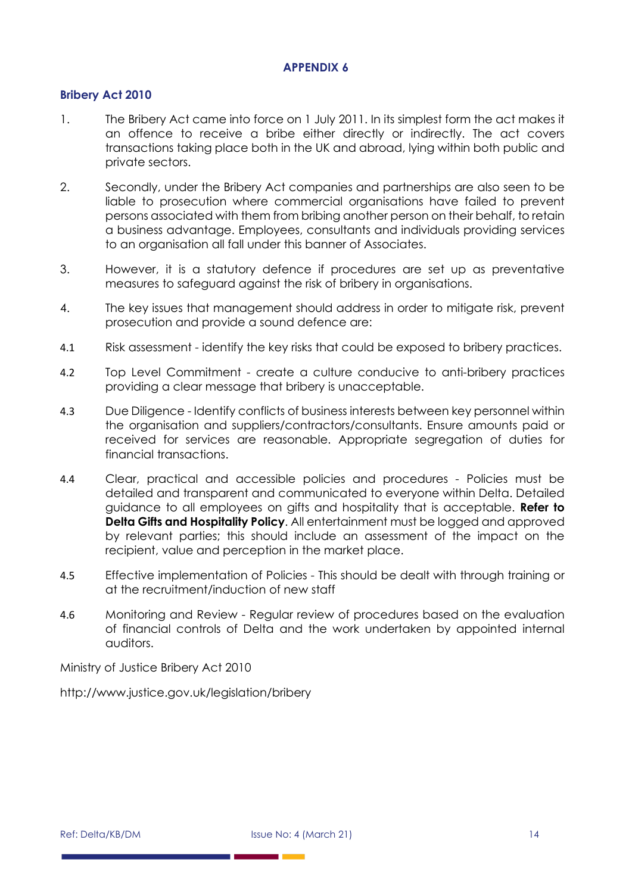## APPENDIX 6

### Bribery Act 2010

1. The Bribery Act came into force on 1 July 2011. In its simplest form the act makes it an offence to receive a bribe either directly or indirectly. The act covers transactions taking place both in the UK and abroad, lying within both public and private sectors.

2. Secondly, under the Bribery Act companies and partnerships are also seen to be liable to prosecution where commercial organisations have failed to prevent persons associated with them from bribing another person on their behalf, to retain a business advantage. Employees, consultants and individuals providing services to an organisation all fall under this banner of Associates.

3. However, it is a statutory defence if procedures are set up as preventative measures to safeguard against the risk of bribery in organisations.

4. The key issues that management should address in order to mitigate risk, prevent prosecution and provide a sound defence are:

4.1 Risk assessment - identify the key risks that could be exposed to bribery practices.

4.2 Top Level Commitment - create a culture conducive to anti-bribery practices providing a clear message that bribery is unacceptable.

4.3 Due Diligence - Identify conflicts of business interests between key personnel within the organisation and suppliers/contractors/consultants. Ensure amounts paid or received for services are reasonable. Appropriate segregation of duties for financial transactions.

4.4 Clear, practical and accessible policies and procedures - Policies must be detailed and transparent and communicated to everyone within Delta. Detailed guidance to all employees on gifts and hospitality that is acceptable. **Refer to Delta Gifts and Hospitality Policy**. All entertainment must be logged and approved by relevant parties; this should include an assessment of the impact on the recipient, value and perception in the market place.

4.5 Effective implementation of Policies - This should be dealt with through training or at the recruitment/induction of new staff

4.6 Monitoring and Review - Regular review of procedures based on the evaluation of financial controls of Delta and the work undertaken by appointed internal auditors.

Ministry of Justice Bribery Act 2010

http://www.justice.gov.uk/legislation/bribery